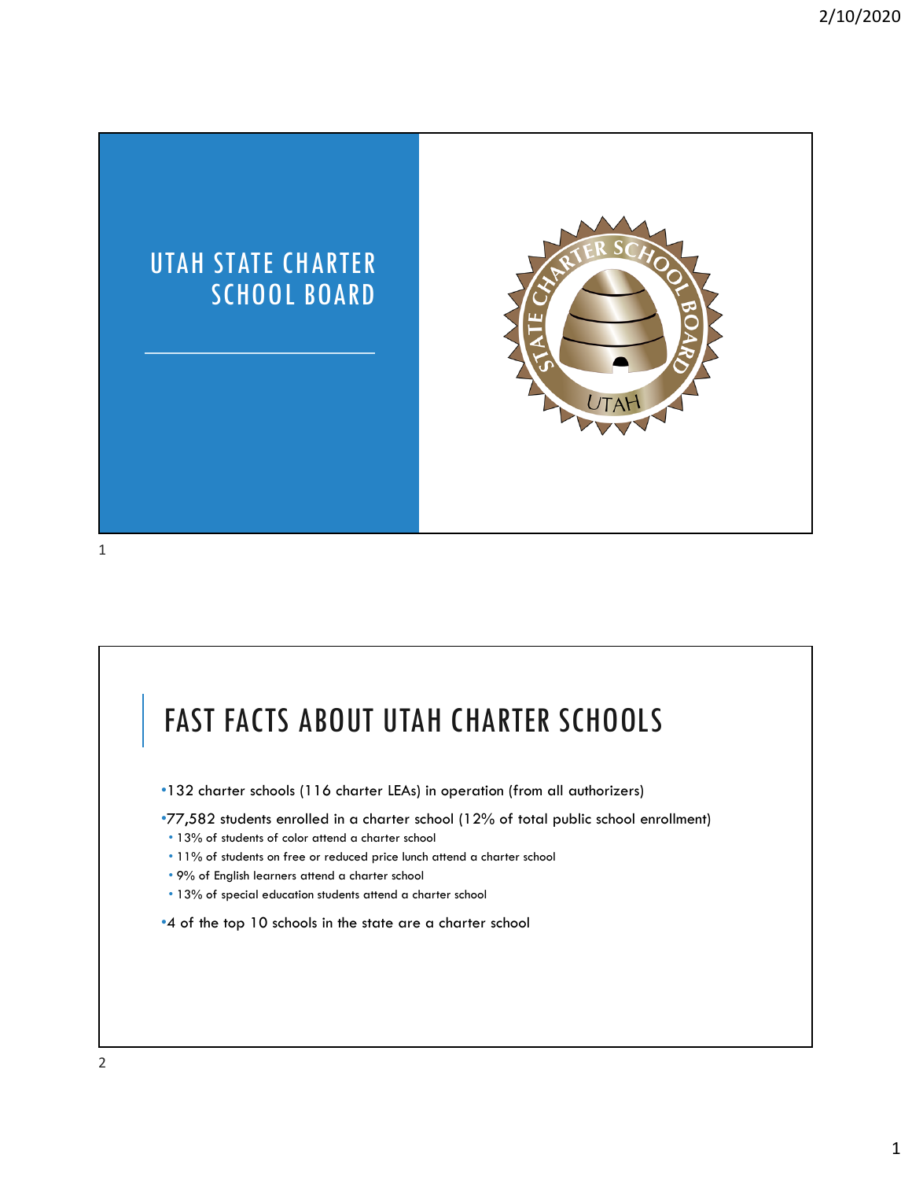# UTAH STATE CHARTER SCHOOL BOARD

# FAST FACTS ABOUT UTAH CHARTER SCHOOLS

- 132 charter schools (116 charter LEAs) in operation (from all authorizers)
- 77,582 students enrolled in a charter school (12% of total public school enrollment)
  - 13% of students of color attend a charter school
  - 11% of students on free or reduced price lunch attend a charter school
  - 9% of English learners attend a charter school
  - 13% of special education students attend a charter school
- 4 of the top 10 schools in the state are a charter school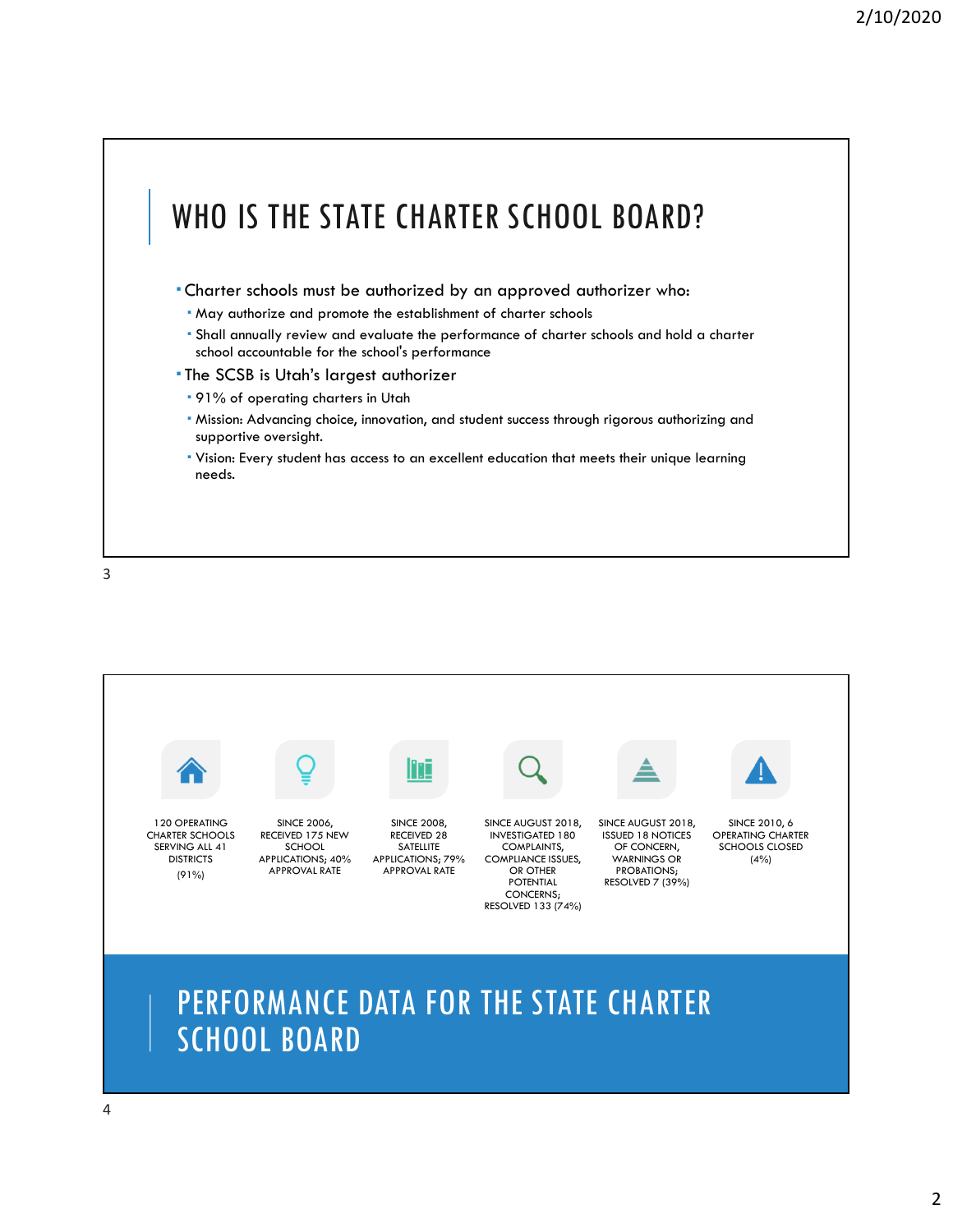# WHO IS THE STATE CHARTER SCHOOL BOARD?

- Charter schools must be authorized by an approved authorizer who:
  - May authorize and promote the establishment of charter schools
  - Shall annually review and evaluate the performance of charter schools and hold a charter school accountable for the school's performance
- The SCSB is Utah's largest authorizer
  - 91% of operating charters in Utah
  - Mission: Advancing choice, innovation, and student success through rigorous authorizing and supportive oversight.
  - Vision: Every student has access to an excellent education that meets their unique learning needs.

120 OPERATING CHARTER SCHOOLS SERVING ALL 41 DISTRICTS (91%)

SINCE 2006, RECEIVED 175 NEW SCHOOL APPLICATIONS; 40% APPROVAL RATE

SINCE 2008, RECEIVED 28 SATELLITE APPLICATIONS; 79% APPROVAL RATE

SINCE AUGUST 2018, INVESTIGATED 180 COMPLAINTS, COMPLIANCE ISSUES, OR OTHER POTENTIAL CONCERNS; RESOLVED 133 (74%)

SINCE AUGUST 2018, ISSUED 18 NOTICES OF CONCERN, WARNINGS OR PROBATIONS; RESOLVED 7 (39%)

SINCE 2010, 6 OPERATING CHARTER SCHOOLS CLOSED (4%)

# PERFORMANCE DATA FOR THE STATE CHARTER SCHOOL BOARD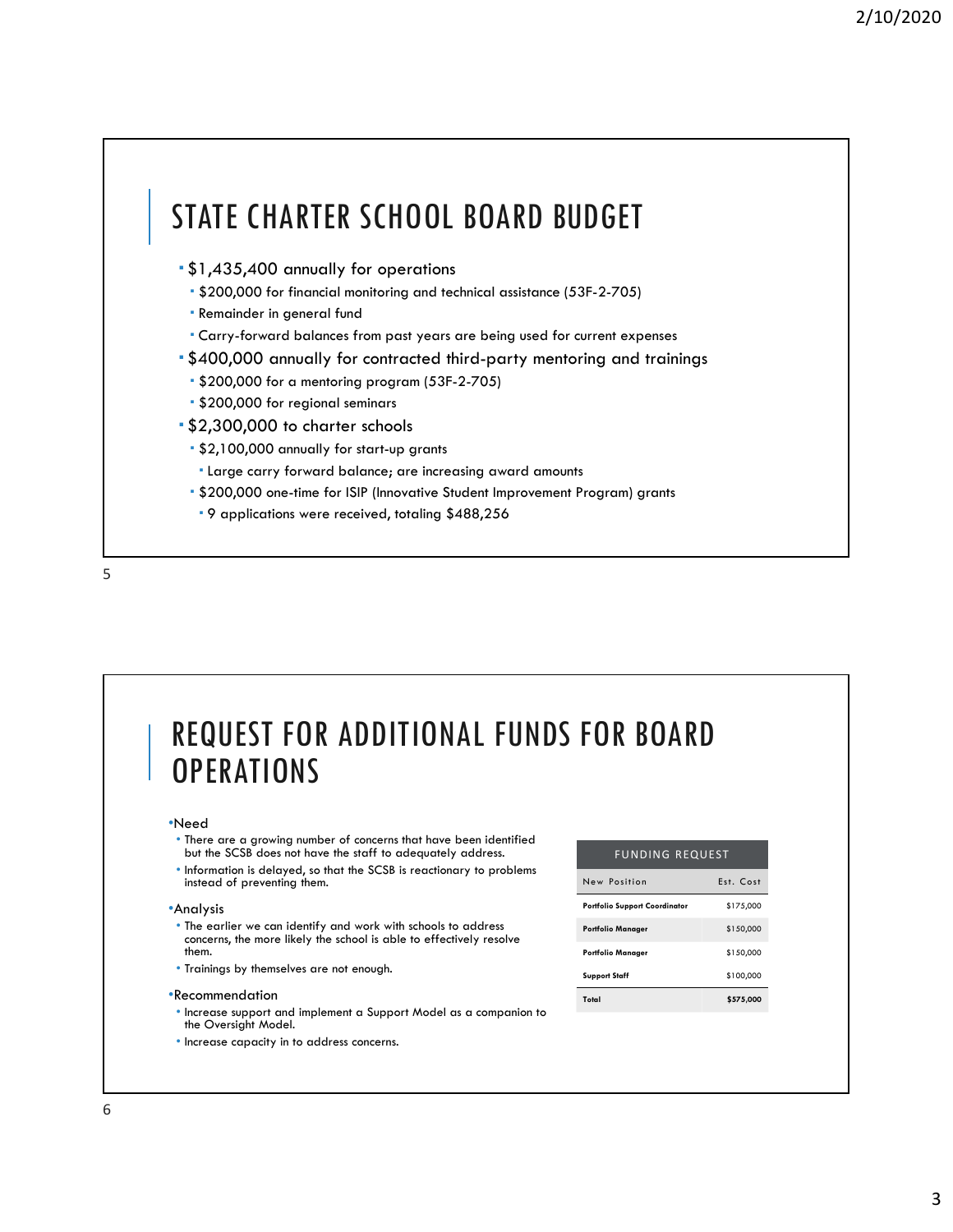# STATE CHARTER SCHOOL BOARD BUDGET

- $1,435,400 annually for operations
  - $200,000 for financial monitoring and technical assistance (53F-2-705)
  - Remainder in general fund
  - Carry-forward balances from past years are being used for current expenses
- $400,000 annually for contracted third-party mentoring and trainings
  - $200,000 for a mentoring program (53F-2-705)
  - $200,000 for regional seminars
- $2,300,000 to charter schools
  - $2,100,000 annually for start-up grants
    - Large carry forward balance; are increasing award amounts
  - $200,000 one-time for ISIP (Innovative Student Improvement Program) grants
    - 9 applications were received, totaling $488,256

# REQUEST FOR ADDITIONAL FUNDS FOR BOARD OPERATIONS

- Need
  - There are a growing number of concerns that have been identified but the SCSB does not have the staff to adequately address.
  - Information is delayed, so that the SCSB is reactionary to problems instead of preventing them.
- Analysis
  - The earlier we can identify and work with schools to address concerns, the more likely the school is able to effectively resolve them.
  - Trainings by themselves are not enough.
- Recommendation
  - Increase support and implement a Support Model as a companion to the Oversight Model.
  - Increase capacity in to address concerns.

| FUNDING REQUEST | |
|---|---|
| New Position | Est. Cost |
| **Portfolio Support Coordinator** | $175,000 |
| **Portfolio Manager** | $150,000 |
| **Portfolio Manager** | $150,000 |
| **Support Staff** | $100,000 |
| **Total** | **$575,000** |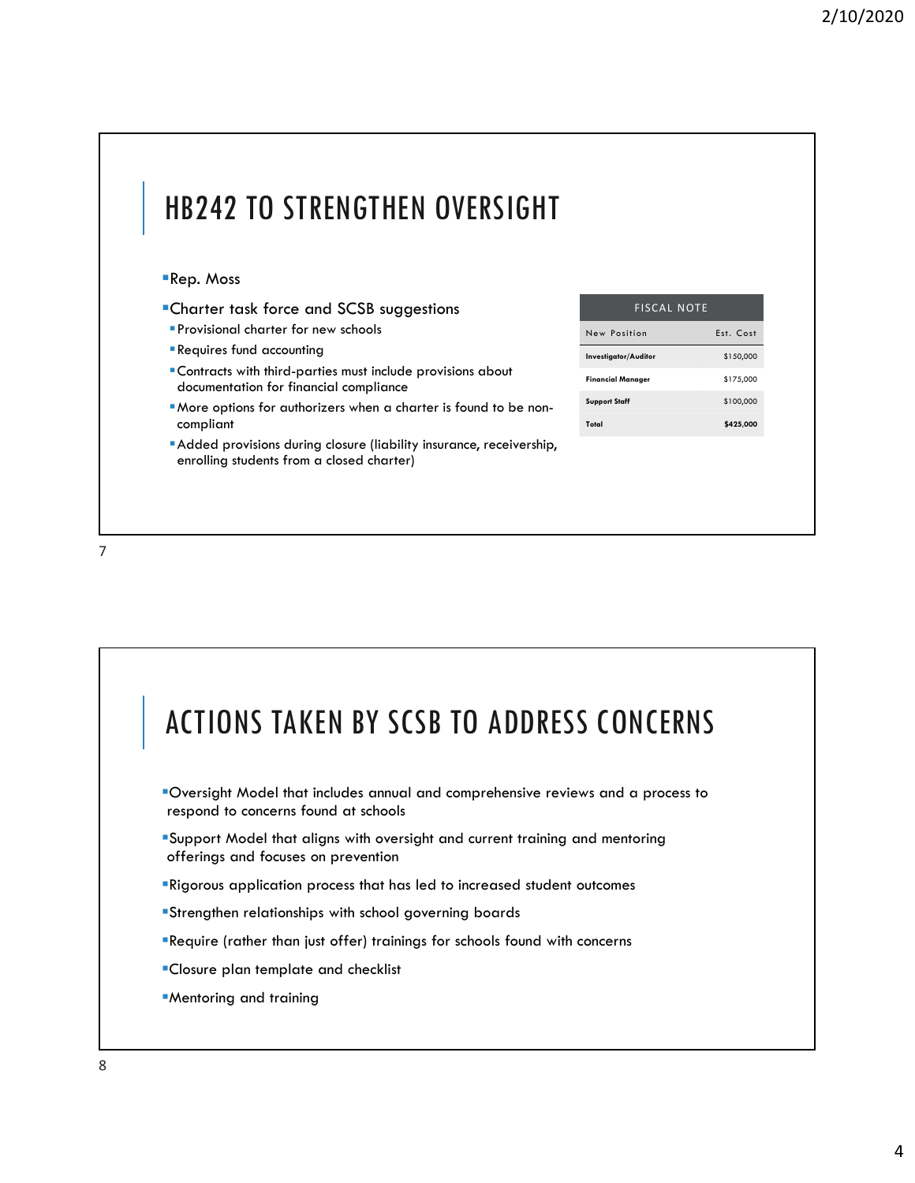# HB242 TO STRENGTHEN OVERSIGHT

- Rep. Moss
- Charter task force and SCSB suggestions
  - Provisional charter for new schools
  - Requires fund accounting
  - Contracts with third-parties must include provisions about documentation for financial compliance
  - More options for authorizers when a charter is found to be non-compliant
  - Added provisions during closure (liability insurance, receivership, enrolling students from a closed charter)

| FISCAL NOTE | |
|---|---|
| New Position | Est. Cost |
| **Investigator/Auditor** | $150,000 |
| **Financial Manager** | $175,000 |
| **Support Staff** | $100,000 |
| **Total** | **$425,000** |

# ACTIONS TAKEN BY SCSB TO ADDRESS CONCERNS

- Oversight Model that includes annual and comprehensive reviews and a process to respond to concerns found at schools
- Support Model that aligns with oversight and current training and mentoring offerings and focuses on prevention
- Rigorous application process that has led to increased student outcomes
- Strengthen relationships with school governing boards
- Require (rather than just offer) trainings for schools found with concerns
- Closure plan template and checklist
- Mentoring and training